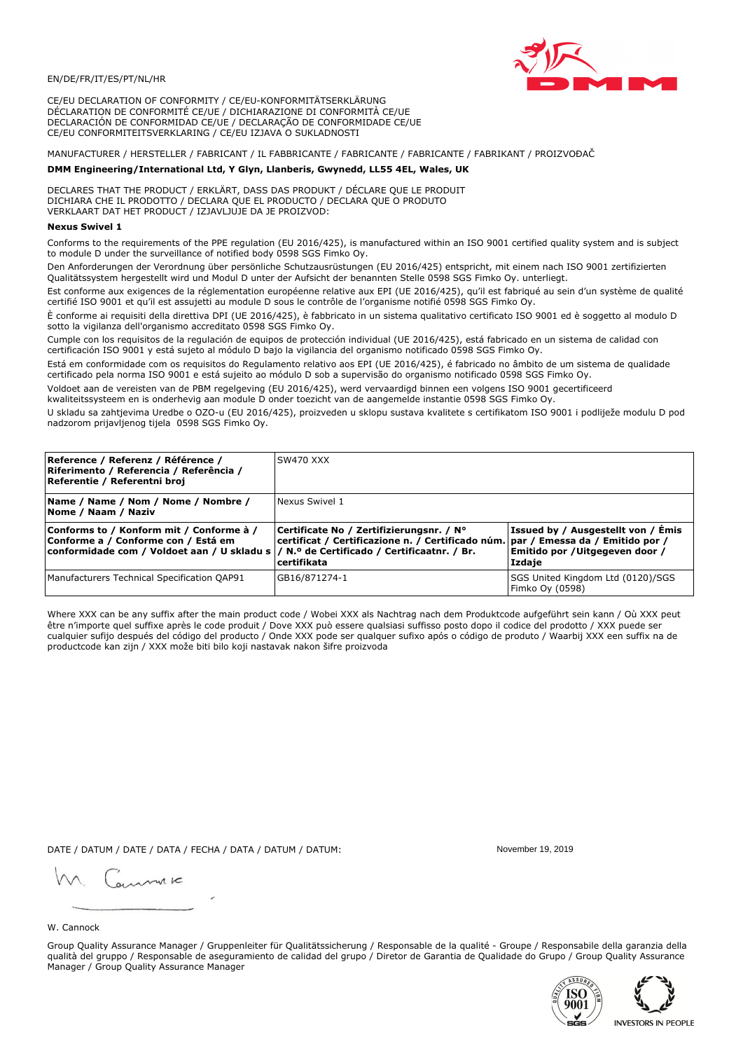EN/DE/FR/IT/ES/PT/NL/HR

CE/EU DECLARATION OF CONFORMITY / CE/EU-KONFORMITÄTSERKLÄRUNG
DÉCLARATION DE CONFORMITÉ CE/UE / DICHIARAZIONE DI CONFORMITÀ CE/UE
DECLARACIÓN DE CONFORMIDAD CE/UE / DECLARAÇÃO DE CONFORMIDADE CE/UE
CE/EU CONFORMITEITSVERKLARING / CE/EU IZJAVA O SUKLADNOSTI

MANUFACTURER / HERSTELLER / FABRICANT / IL FABBRICANTE / FABRICANTE / FABRICANTE / FABRIKANT / PROIZVOĐAČ

**DMM Engineering/International Ltd, Y Glyn, Llanberis, Gwynedd, LL55 4EL, Wales, UK**

DECLARES THAT THE PRODUCT / ERKLÄRT, DASS DAS PRODUKT / DÉCLARE QUE LE PRODUIT
DICHIARA CHE IL PRODOTTO / DECLARA QUE EL PRODUCTO / DECLARA QUE O PRODUTO
VERKLAART DAT HET PRODUCT / IZJAVLJUJE DA JE PROIZVOD:

**Nexus Swivel 1**

Conforms to the requirements of the PPE regulation (EU 2016/425), is manufactured within an ISO 9001 certified quality system and is subject to module D under the surveillance of notified body 0598 SGS Fimko Oy.

Den Anforderungen der Verordnung über persönliche Schutzausrüstungen (EU 2016/425) entspricht, mit einem nach ISO 9001 zertifizierten Qualitätssystem hergestellt wird und Modul D unter der Aufsicht der benannten Stelle 0598 SGS Fimko Oy. unterliegt.

Est conforme aux exigences de la réglementation européenne relative aux EPI (UE 2016/425), qu'il est fabriqué au sein d'un système de qualité certifié ISO 9001 et qu'il est assujetti au module D sous le contrôle de l'organisme notifié 0598 SGS Fimko Oy.

È conforme ai requisiti della direttiva DPI (UE 2016/425), è fabbricato in un sistema qualitativo certificato ISO 9001 ed è soggetto al modulo D sotto la vigilanza dell'organismo accreditato 0598 SGS Fimko Oy.

Cumple con los requisitos de la regulación de equipos de protección individual (UE 2016/425), está fabricado en un sistema de calidad con certificación ISO 9001 y está sujeto al módulo D bajo la vigilancia del organismo notificado 0598 SGS Fimko Oy.

Está em conformidade com os requisitos do Regulamento relativo aos EPI (UE 2016/425), é fabricado no âmbito de um sistema de qualidade certificado pela norma ISO 9001 e está sujeito ao módulo D sob a supervisão do organismo notificado 0598 SGS Fimko Oy.

Voldoet aan de vereisten van de PBM regelgeving (EU 2016/425), werd vervaardigd binnen een volgens ISO 9001 gecertificeerd kwaliteitssysteem en is onderhevig aan module D onder toezicht van de aangemelde instantie 0598 SGS Fimko Oy.

U skladu sa zahtjevima Uredbe o OZO-u (EU 2016/425), proizveden u sklopu sustava kvalitete s certifikatom ISO 9001 i podliježe modulu D pod nadzorom prijavljenog tijela 0598 SGS Fimko Oy.

| **Reference / Referenz / Référence / Riferimento / Referencia / Referência / Referentie / Referentni broj** | SW470 XXX | |
|---|---|---|
| **Name / Name / Nom / Nome / Nombre / Nome / Naam / Naziv** | Nexus Swivel 1 | |
| **Conforms to / Konform mit / Conforme à / Conforme a / Conforme con / Está em conformidade com / Voldoet aan / U skladu s** | **Certificate No / Zertifizierungsnr. / N° certificat / Certificazione n. / Certificado núm. / N.º de Certificado / Certificaatnr. / Br. certifikata** | **Issued by / Ausgestellt von / Émis par / Emessa da / Emitido por / Emitido por /Uitgegeven door / Izdaje** |
| Manufacturers Technical Specification QAP91 | GB16/871274-1 | SGS United Kingdom Ltd (0120)/SGS Fimko Oy (0598) |

Where XXX can be any suffix after the main product code / Wobei XXX als Nachtrag nach dem Produktcode aufgeführt sein kann / Où XXX peut être n'importe quel suffixe après le code produit / Dove XXX può essere qualsiasi suffisso posto dopo il codice del prodotto / XXX puede ser cualquier sufijo después del código del producto / Onde XXX pode ser qualquer sufixo após o código de produto / Waarbij XXX een suffix na de productcode kan zijn / XXX može biti bilo koji nastavak nakon šifre proizvoda

DATE / DATUM / DATE / DATA / FECHA / DATA / DATUM / DATUM: November 19, 2019

W. Cannock

Group Quality Assurance Manager / Gruppenleiter für Qualitätssicherung / Responsable de la qualité - Groupe / Responsabile della garanzia della qualità del gruppo / Responsable de aseguramiento de calidad del grupo / Diretor de Garantia de Qualidade do Grupo / Group Quality Assurance Manager / Group Quality Assurance Manager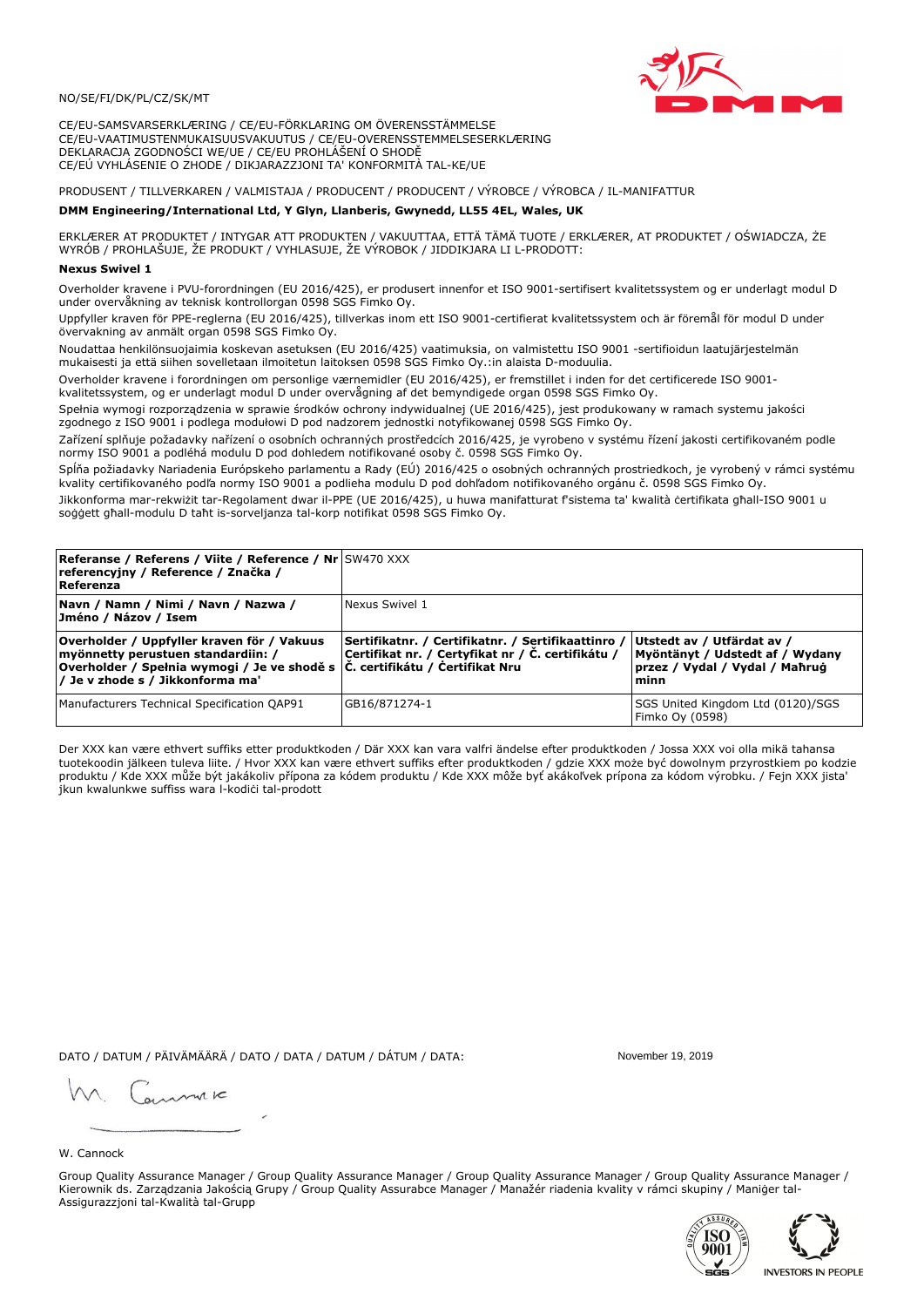NO/SE/FI/DK/PL/CZ/SK/MT

CE/EU-SAMSVARSERKLÆRING / CE/EU-FÖRKLARING OM ÖVERENSSTÄMMELSE
CE/EU-VAATIMUSTENMUKAISUUSVAKUUTUS / CE/EU-OVERENSSTEMMELSESERKLÆRING
DEKLARACJA ZGODNOŚCI WE/UE / CE/EU PROHLÁŠENÍ O SHODĚ
CE/EÚ VYHLÁSENIE O ZHODE / DIKJARAZZJONI TA' KONFORMITÀ TAL-KE/UE

PRODUSENT / TILLVERKAREN / VALMISTAJA / PRODUCENT / PRODUCENT / VÝROBCE / VÝROBCA / IL-MANIFATTUR

**DMM Engineering/International Ltd, Y Glyn, Llanberis, Gwynedd, LL55 4EL, Wales, UK**

ERKLÆRER AT PRODUKTET / INTYGAR ATT PRODUKTEN / VAKUUTTAA, ETTÄ TÄMÄ TUOTE / ERKLÆRER, AT PRODUKTET / OŚWIADCZA, ŻE WYRÓB / PROHLAŠUJE, ŽE PRODUKT / VYHLASUJE, ŽE VÝROBOK / JIDDIKJARA LI L-PRODOTT:

**Nexus Swivel 1**

Overholder kravene i PVU-forordningen (EU 2016/425), er produsert innenfor et ISO 9001-sertifisert kvalitetssystem og er underlagt modul D under overvåkning av teknisk kontrollorgan 0598 SGS Fimko Oy.

Uppfyller kraven för PPE-reglerna (EU 2016/425), tillverkas inom ett ISO 9001-certifierat kvalitetssystem och är föremål för modul D under övervakning av anmält organ 0598 SGS Fimko Oy.

Noudattaa henkilönsuojaimia koskevan asetuksen (EU 2016/425) vaatimuksia, on valmistettu ISO 9001 -sertifioidun laatujärjestelmän mukaisesti ja että siihen sovelletaan ilmoitetun laitoksen 0598 SGS Fimko Oy.:in alaista D-moduulia.

Overholder kravene i forordningen om personlige værnemidler (EU 2016/425), er fremstillet i inden for det certificerede ISO 9001-kvalitetssystem, og er underlagt modul D under overvågning af det bemyndigede organ 0598 SGS Fimko Oy.

Spełnia wymogi rozporządzenia w sprawie środków ochrony indywidualnej (UE 2016/425), jest produkowany w ramach systemu jakości zgodnego z ISO 9001 i podlega modułowi D pod nadzorem jednostki notyfikowanej 0598 SGS Fimko Oy.

Zařízení splňuje požadavky nařízení o osobních ochranných prostředcích 2016/425, je vyrobeno v systému řízení jakosti certifikovaném podle normy ISO 9001 a podléhá modulu D pod dohledem notifikované osoby č. 0598 SGS Fimko Oy.

Spĺňa požiadavky Nariadenia Európskeho parlamentu a Rady (EÚ) 2016/425 o osobných ochranných prostriedkoch, je vyrobený v rámci systému kvality certifikovaného podľa normy ISO 9001 a podlieha modulu D pod dohľadom notifikovaného orgánu č. 0598 SGS Fimko Oy.

Jikkonforma mar-rekwiżit tar-Regolament dwar il-PPE (UE 2016/425), u huwa manifatturat f'sistema ta' kwalità ċertifikata għall-ISO 9001 u soġġett għall-modulu D taħt is-sorveljanza tal-korp notifikat 0598 SGS Fimko Oy.

| **Referanse / Referens / Viite / Reference / Nr referencyjny / Reference / Značka / Referenza** | SW470 XXX | |
|---|---|---|
| **Navn / Namn / Nimi / Navn / Nazwa / Jméno / Názov / Isem** | Nexus Swivel 1 | |
| **Overholder / Uppfyller kraven för / Vakuus myönnetty perustuen standardiin: / Overholder / Spełnia wymogi / Je ve shodě s / Je v zhode s / Jikkonforma ma'** | **Sertifikatnr. / Certifikatnr. / Sertifikaattinro / Certifikat nr. / Certyfikat nr / Č. certifikátu / Č. certifikátu / Ċertifikat Nru** | **Utstedt av / Utfärdat av / Myöntänyt / Udstedt af / Wydany przez / Vydal / Vydal / Maħruġ minn** |
| Manufacturers Technical Specification QAP91 | GB16/871274-1 | SGS United Kingdom Ltd (0120)/SGS Fimko Oy (0598) |

Der XXX kan være ethvert suffiks etter produktkoden / Där XXX kan vara valfri ändelse efter produktkoden / Jossa XXX voi olla mikä tahansa tuotekoodin jälkeen tuleva liite. / Hvor XXX kan være ethvert suffiks efter produktkoden / gdzie XXX może być dowolnym przyrostkiem po kodzie produktu / Kde XXX může být jakákoliv přípona za kódem produktu / Kde XXX môže byť akákoľvek prípona za kódom výrobku. / Fejn XXX jista' jkun kwalunkwe suffiss wara l-kodiċi tal-prodott

DATO / DATUM / PÄIVÄMÄÄRÄ / DATO / DATA / DATUM / DÁTUM / DATA: November 19, 2019

W. Cannock

Group Quality Assurance Manager / Group Quality Assurance Manager / Group Quality Assurance Manager / Group Quality Assurance Manager / Kierownik ds. Zarządzania Jakością Grupy / Group Quality Assurabce Manager / Manažér riadenia kvality v rámci skupiny / Maniġer tal-Assigurazzjoni tal-Kwalità tal-Grupp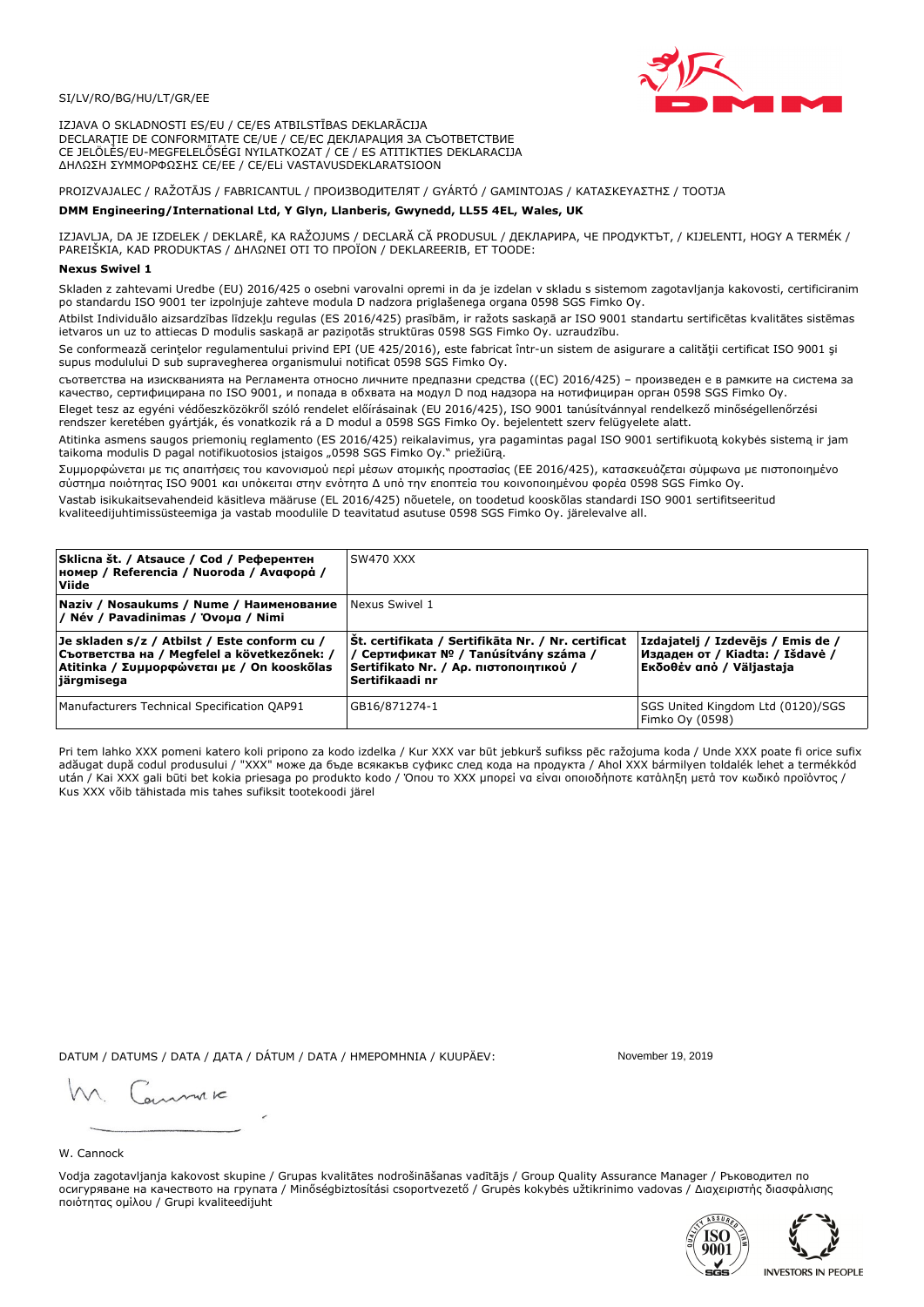SI/LV/RO/BG/HU/LT/GR/EE

IZJAVA O SKLADNOSTI ES/EU / CE/ES ATBILSTĪBAS DEKLARĀCIJA
DECLARAȚIE DE CONFORMITATE CE/UE / CE/EC ДЕКЛАРАЦИЯ ЗА СЪОТВЕТСТВИЕ
CE JELÖLÉS/EU-MEGFELELŐSÉGI NYILATKOZAT / CE / ES ATITIKTIES DEKLARACIJA
ΔΗΛΩΣΗ ΣΥΜΜΟΡΦΩΣΗΣ CE/EE / CE/ELi VASTAVUSDEKLARATSIOON

PROIZVAJALEC / RAŽOTĀJS / FABRICANTUL / ПРОИЗВОДИТЕЛЯТ / GYÁRTÓ / GAMINTOJAS / ΚΑΤΑΣΚΕΥΑΣΤΗΣ / TOOTJA

**DMM Engineering/International Ltd, Y Glyn, Llanberis, Gwynedd, LL55 4EL, Wales, UK**

IZJAVLJA, DA JE IZDELEK / DEKLARĒ, KA RAŽOJUMS / DECLARĂ CĂ PRODUSUL / ДЕКЛАРИРА, ЧЕ ПРОДУКТЪТ, / KIJELENTI, HOGY A TERMÉK / PAREIŠKIA, KAD PRODUKTAS / ΔΗΛΩΝΕΙ ΟΤΙ ΤΟ ΠΡΟΪΟΝ / DEKLAREERIB, ET TOODE:

**Nexus Swivel 1**

Skladen z zahtevami Uredbe (EU) 2016/425 o osebni varovalni opremi in da je izdelan v skladu s sistemom zagotavljanja kakovosti, certificiranim po standardu ISO 9001 ter izpolnjuje zahteve modula D nadzora priglašenega organa 0598 SGS Fimko Oy.

Atbilst Individuālo aizsardzības līdzekļu regulas (ES 2016/425) prasībām, ir ražots saskaņā ar ISO 9001 standartu sertificētas kvalitātes sistēmas ietvaros un uz to attiecas D modulis saskaņā ar paziņotās struktūras 0598 SGS Fimko Oy. uzraudzību.

Se conformează cerințelor regulamentului privind EPI (UE 425/2016), este fabricat într-un sistem de asigurare a calității certificat ISO 9001 și supus modulului D sub supravegherea organismului notificat 0598 SGS Fimko Oy.

съответства на изискванията на Регламента относно личните предпазни средства ((ЕС) 2016/425) – произведен е в рамките на система за качество, сертифицирана по ISO 9001, и попада в обхвата на модул D под надзора на нотифициран орган 0598 SGS Fimko Oy.

Eleget tesz az egyéni védőeszközökről szóló rendelet előírásainak (EU 2016/425), ISO 9001 tanúsítvánnyal rendelkező minőségellenőrzési rendszer keretében gyártják, és vonatkozik rá a D modul a 0598 SGS Fimko Oy. bejelentett szerv felügyelete alatt.

Atitinka asmens saugos priemonių reglamento (ES 2016/425) reikalavimus, yra pagamintas pagal ISO 9001 sertifikuotą kokybės sistemą ir jam taikoma modulis D pagal notifikuotosios įstaigos „0598 SGS Fimko Oy." priežiūrą.

Συμμορφώνεται με τις απαιτήσεις του κανονισμού περί μέσων ατομικής προστασίας (ΕΕ 2016/425), κατασκευάζεται σύμφωνα με πιστοποιημένο σύστημα ποιότητας ISO 9001 και υπόκειται στην ενότητα Δ υπό την εποπτεία του κοινοποιημένου φορέα 0598 SGS Fimko Oy.

Vastab isikukaitsevahendeid käsitleva määruse (EL 2016/425) nõuetele, on toodetud kooskõlas standardi ISO 9001 sertifitseeritud kvaliteedijuhtimissüsteemiga ja vastab moodulile D teavitatud asutuse 0598 SGS Fimko Oy. järelevalve all.

| | | |
|---|---|---|
| **Sklicna št. / Atsauce / Cod / Референтен номер / Referencia / Nuoroda / Αναφορά / Viide** | SW470 XXX | |
| **Naziv / Nosaukums / Nume / Наименование / Név / Pavadinimas / Όνομα / Nimi** | Nexus Swivel 1 | |
| **Je skladen s/z / Atbilst / Este conform cu / Съответства на / Megfelel a következőnek: / Atitinka / Συμμορφώνεται με / On kooskõlas järgmisega** | **Št. certifikata / Sertifikāta Nr. / Nr. certificat / Сертификат № / Tanúsítvány száma / Sertifikato Nr. / Αρ. πιστοποιητικού / Sertifikaadi nr** | **Izdajatelj / Izdevējs / Emis de / Издаден от / Kiadta: / Išdavė / Εκδοθέν από / Väljastaja** |
| Manufacturers Technical Specification QAP91 | GB16/871274-1 | SGS United Kingdom Ltd (0120)/SGS Fimko Oy (0598) |

Pri tem lahko XXX pomeni katero koli pripono za kodo izdelka / Kur XXX var būt jebkurš sufikss pēc ražojuma koda / Unde XXX poate fi orice sufix adăugat după codul produsului / "XXX" може да бъде всякакъв суфикс след кода на продукта / Ahol XXX bármilyen toldalék lehet a termékkód után / Kai XXX gali būti bet kokia priesaga po produkto kodo / Όπου το XXX μπορεί να είναι οποιοδήποτε κατάληξη μετά τον κωδικό προϊόντος / Kus XXX võib tähistada mis tahes sufiksit tootekoodi järel

DATUM / DATUMS / DATA / ДАТА / DÁTUM / DATA / ΗΜΕΡΟΜΗΝΙΑ / KUUPÄEV: November 19, 2019

W. Cannock

Vodja zagotavljanja kakovost skupine / Grupas kvalitātes nodrošināšanas vadītājs / Group Quality Assurance Manager / Ръководител по осигуряване на качеството на групата / Minőségbiztosítási csoportvezető / Grupės kokybės užtikrinimo vadovas / Διαχειριστής διασφάλισης ποιότητας ομίλου / Grupi kvaliteedijuht